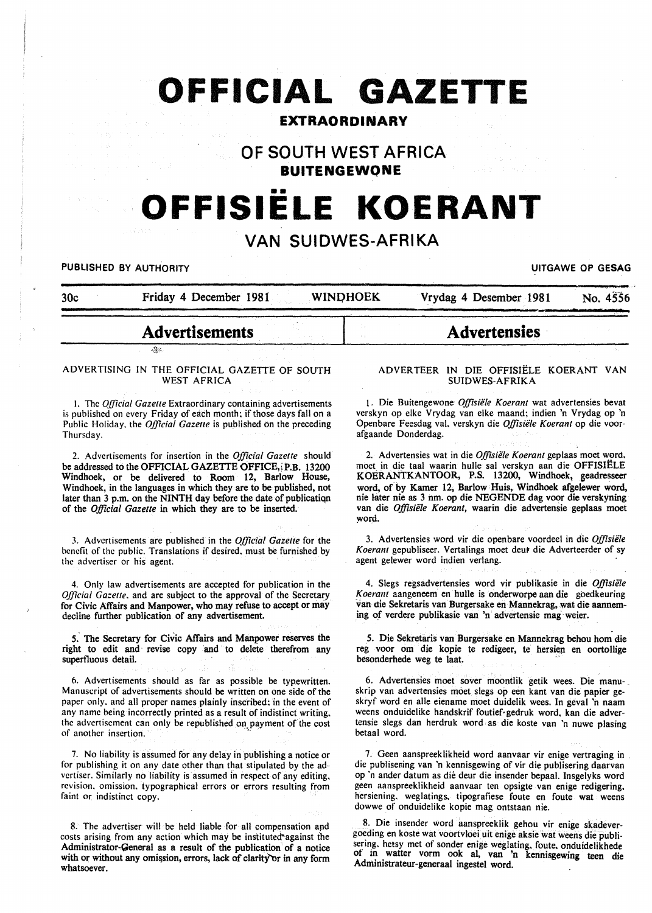# OFFICIAL GAZETTE

**EXTRAORDINARY**

## OF SOUTH WEST AFRICA

**BUITENGEWONE**

# OFFISIËLE KOERANT

## VAN SUIDWES-AFRIKA

PUBLISHED BY AUTHORITY — UITGAWE OP GESAG

30c — Friday 4 December 1981 — WINDHOEK — Vrydag 4 Desember 1981 — No. 4556

## Advertisements

### ADVERTISING IN THE OFFICIAL GAZETTE OF SOUTH WEST AFRICA

1. The *Official Gazette* Extraordinary containing advertisements is published on every Friday of each month; if those days fall on a Public Holiday, the *Official Gazette* is published on the preceding Thursday.

2. Advertisements for insertion in the *Official Gazette* should be addressed to the OFFICIAL GAZETTE OFFICE, P.B. 13200 Windhoek, or be delivered to Room 12, Barlow House, Windhoek, in the languages in which they are to be published, not later than 3 p.m. on the NINTH day before the date of publication of the *Official Gazette* in which they are to be inserted.

3. Advertisements are published in the *Official Gazette* for the benefit of the public. Translations if desired, must be furnished by the advertiser or his agent.

4. Only law advertisements are accepted for publication in the *Official Gazette*, and are subject to the approval of the Secretary for Civic Affairs and Manpower, who may refuse to accept or may decline further publication of any advertisement.

5. The Secretary for Civic Affairs and Manpower reserves the right to edit and revise copy and to delete therefrom any superfluous detail.

6. Advertisements should as far as possible be typewritten. Manuscript of advertisements should be written on one side of the paper only, and all proper names plainly inscribed; in the event of any name being incorrectly printed as a result of indistinct writing, the advertisement can only be republished on payment of the cost of another insertion.

7. No liability is assumed for any delay in publishing a notice or for publishing it on any date other than that stipulated by the advertiser. Similarly no liability is assumed in respect of any editing, revision, omission, typographical errors or errors resulting from faint or indistinct copy.

8. The advertiser will be held liable for all compensation and costs arising from any action which may be instituted against the Administrator-General as a result of the publication of a notice with or without any omission, errors, lack of clarity or in any form whatsoever.

## Advertensies

### ADVERTEER IN DIE OFFISIËLE KOERANT VAN SUIDWES-AFRIKA

1. Die Buitengewone *Offisiële Koerant* wat advertensies bevat verskyn op elke Vrydag van elke maand; indien 'n Vrydag op 'n Openbare Feesdag val, verskyn die *Offisiële Koerant* op die voorafgaande Donderdag.

2. Advertensies wat in die *Offisiële Koerant* geplaas moet word, moet in die taal waarin hulle sal verskyn aan die OFFISIËLE KOERANTKANTOOR, P.S. 13200, Windhoek, geadresseer word, of by Kamer 12, Barlow Huis, Windhoek afgelewer word, nie later nie as 3 nm. op die NEGENDE dag voor die verskyning van die *Offisiële Koerant*, waarin die advertensie geplaas moet word.

3. Advertensies word vir die openbare voordeel in die *Offisiële Koerant* gepubliseer. Vertalings moet deur die Adverteerder of sy agent gelewer word indien verlang.

4. Slegs regsadvertensies word vir publikasie in die *Offisiële Koerant* aangeneem en hulle is onderworpe aan die goedkeuring van die Sekretaris van Burgersake en Mannekrag, wat die aanneming of verdere publikasie van 'n advertensie mag weier.

5. Die Sekretaris van Burgersake en Mannekrag behou hom die reg voor om die kopie te redigeer, te hersien en oortollige besonderhede weg te laat.

6. Advertensies moet sover moontlik getik wees. Die manuskrip van advertensies moet slegs op een kant van die papier geskryf word en alle eiename moet duidelik wees. In geval 'n naam weens onduidelike handskrif foutief gedruk word, kan die advertensie slegs dan herdruk word as die koste van 'n nuwe plasing betaal word.

7. Geen aanspreeklikheid word aanvaar vir enige vertraging in die publisering van 'n kennisgewing of vir die publisering daarvan op 'n ander datum as dié deur die insender bepaal. Insgelyks word geen aanspreeklikheid aanvaar ten opsigte van enige redigering, hersiening, weglatings, tipografiese foute en foute wat weens dowwe of onduidelike kopie mag ontstaan nie.

8. Die insender word aanspreeklik gehou vir enige skadevergoeding en koste wat voortvloei uit enige aksie wat weens die publisering, hetsy met of sonder enige weglating, foute, onduidelikhede of in watter vorm ook al, van 'n kennisgewing teen die Administrateur-generaal ingestel word.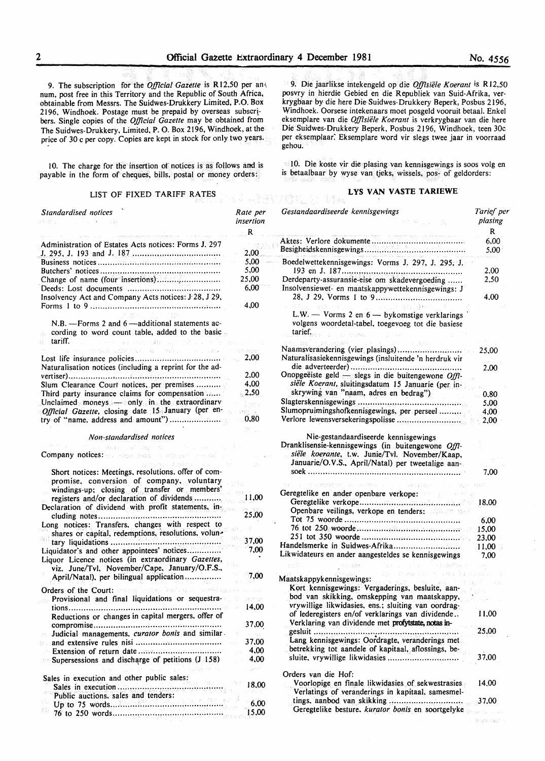9. The subscription for the *Official Gazette* is R12,50 per annum, post free in this Territory and the Republic of South Africa, obtainable from Messrs. The Suidwes-Drukkery Limited, P.O. Box 2196, Windhoek. Postage must be prepaid by overseas subscribers. Single copies of the *Official Gazette* may be obtained from The Suidwes-Drukkery, Limited, P. O. Box 2196, Windhoek, at the price of 30 c per copy. Copies are kept in stock for only two years.

10. The charge for the insertion of notices is as follows and is payable in the form of cheques, bills, postal or money orders:

LIST OF FIXED TARIFF RATES

| *Standardised notices* | Rate per insertion |
|---|---|
| | R |
| Administration of Estates Acts notices: Forms J. 297 J. 295, J. 193 and J. 187 | 2,00 |
| Business notices | 5,00 |
| Butchers' notices | 5,00 |
| Change of name (four insertions) | 25,00 |
| Deeds: Lost documents | 6,00 |
| Insolvency Act and Company Acts notices: J 28, J 29, Forms 1 to 9 | 4,00 |
| N.B. —Forms 2 and 6 —additional statements according to word count table, added to the basic tariff. | |
| Lost life insurance policies | 2,00 |
| Naturalisation notices (including a reprint for the advertiser) | 2,00 |
| Slum Clearance Court notices, per premises | 4,00 |
| Third party insurance claims for compensation | 2,50 |
| Unclaimed moneys — only in the extraordinary *Official Gazette*, closing date 15 January (per entry of "name, address and amount") | 0,80 |

| *Non-standardised notices* | |
|---|---|
| Company notices: | |
| Short notices: Meetings, resolutions, offer of compromise, conversion of company, voluntary windings-up; closing of transfer or members' registers and/or declaration of dividends | 11,00 |
| Declaration of dividend with profit statements, including notes | 25,00 |
| Long notices: Transfers, changes with respect to shares or capital, redemptions, resolutions, voluntary liquidations | 37,00 |
| Liquidator's and other appointees' notices | 7,00 |
| Liquor Licence notices (in extraordinary *Gazettes*, viz. June/Tvl. November/Cape, January/O.F.S., April/Natal), per bilingual application | 7,00 |
| Orders of the Court: | |
| Provisional and final liquidations or sequestrations | 14,00 |
| Reductions or changes in capital mergers, offer of compromise | 37,00 |
| Judicial managements, *curator bonis* and similar and extensive rules nisi | 37,00 |
| Extension of return date | 4,00 |
| Supersessions and discharge of petitions (J 158) | 4,00 |
| Sales in execution and other public sales: | |
| Sales in execution | 18,00 |
| Public auctions, sales and tenders: | |
| Up to 75 words | 6,00 |
| 76 to 250 words | 15,00 |

9. Die jaarlikse intekengeld op die *Offisiële Koerant* is R12,50 posvry in hierdie Gebied en die Republiek van Suid-Afrika, verkrygbaar by die here Die Suidwes-Drukkery Beperk, Posbus 2196, Windhoek. Oorsese intekenaars moet posgeld vooruit betaal. Enkel eksemplare van die *Offisiële Koerant* is verkrygbaar van die here Die Suidwes-Drukkery Beperk, Posbus 2196, Windhoek, teen 30c per eksemplaar. Eksemplare word vir slegs twee jaar in voorraad gehou.

10. Die koste vir die plasing van kennisgewings is soos volg en is betaalbaar by wyse van tjeks, wissels, pos- of geldorders:

**LYS VAN VASTE TARIEWE**

| *Gestandaardiseerde kennisgewings* | Tarief per plasing |
|---|---|
| | R |
| Aktes: Verlore dokumente | 6,00 |
| Besigheidskennisgewings | 5,00 |
| Boedelwettekennisgewings: Vorms J. 297, J. 295, J. 193 en J. 187 | 2,00 |
| Derdeparty-assuransie-eise om skadevergoeding | 2,50 |
| Insolvensiewet- en maatskappywettekennisgewings: J 28, J 29, Vorms 1 to 9 | 4,00 |
| L.W. — Vorms 2 en 6 — bykomstige verklarings volgens woordetal-tabel, toegevoeg tot die basiese tarief. | |
| Naamsverandering (vier plasings) | 25,00 |
| Naturalisasiekennisgewings (insluitende 'n herdruk vir die adverteerder) | 2,00 |
| Onopgeëiste geld — slegs in die buitengewone *Offisiële Koerant*, sluitingsdatum 15 Januarie (per inskrywing van "naam, adres en bedrag") | 0,80 |
| Slagterskennisgewings | 5,00 |
| Slumopruimingshofkennisgewings, per perseel | 4,00 |
| Verlore lewensversekeringspolisse | 2,00 |

| Nie-gestandaardiseerde kennisgewings | |
|---|---|
| Dranklisensie-kennisgewings (in buitengewone *Offisiële koerante*, t.w. Junie/Tvl. November/Kaap, Januarie/O.V.S., April/Natal) per tweetalige aansoek | 7,00 |
| Geregtelike en ander openbare verkope: | |
| Geregtelike verkope | 18,00 |
| Openbare veilings, verkope en tenders: | |
| Tot 75 woorde | 6,00 |
| 76 tot 250 woorde | 15,00 |
| 251 tot 350 woorde | 23,00 |
| Handelsmerke in Suidwes-Afrika | 11,00 |
| Likwidateurs en ander aangesteldes se kennisgewings | 7,00 |
| Maatskappykennisgewings: | |
| Kort kennisgewings: Vergaderings, besluite, aanbod van skikking, omskepping van maatskappy, vrywillige likwidasies, ens.; sluiting van oordragof lederegisters en/of verklarings van dividende. | 11,00 |
| Verklaring van dividende met profytstate, notas ingesluit | 25,00 |
| Lang kennisgewings: Oordragte, veranderings met betrekking tot aandele of kapitaal, aflossings, besluite, vrywillige likwidasies | 37,00 |
| Orders van die Hof: | |
| Voorlopige en finale likwidasies of sekwestrasies | 14,00 |
| Verlatings of veranderings in kapitaal, samesmeltings, aanbod van skikking | 37,00 |
| Geregtelike besture, *kurator bonis* en soortgelyke | |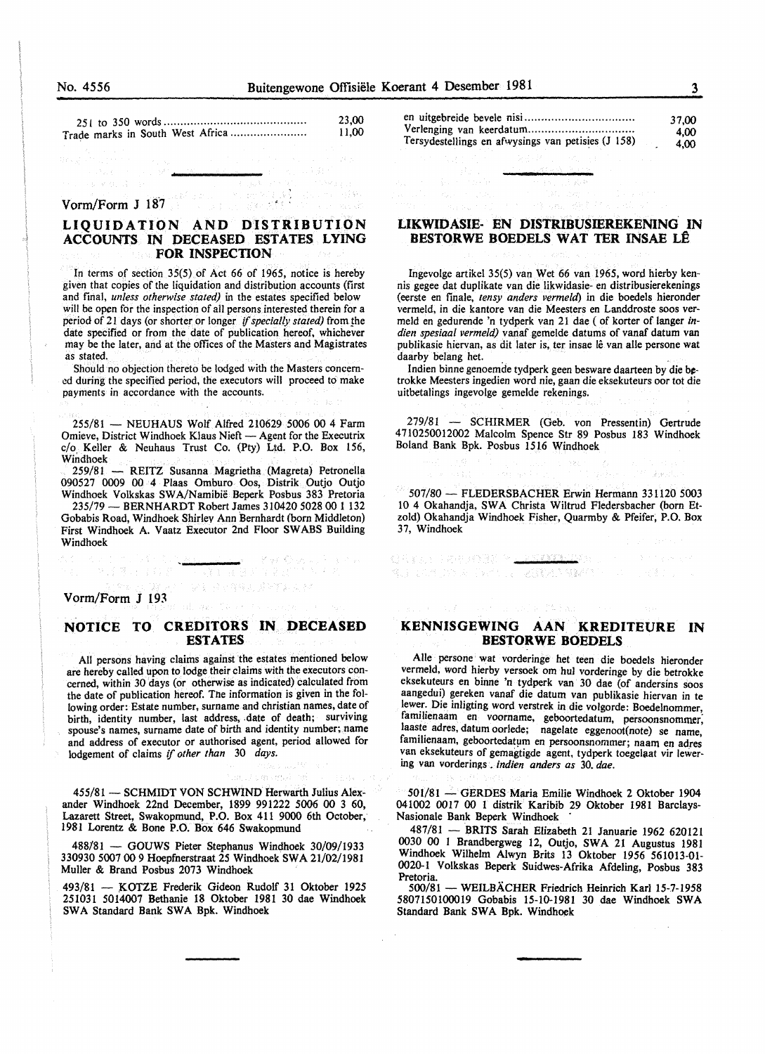| | |
|---|---|
| 251 to 350 words | 23,00 |
| Trade marks in South West Africa | 11,00 |

Vorm/Form J 187

## LIQUIDATION AND DISTRIBUTION ACCOUNTS IN DECEASED ESTATES LYING FOR INSPECTION

In terms of section 35(5) of Act 66 of 1965, notice is hereby given that copies of the liquidation and distribution accounts (first and final, *unless otherwise stated*) in the estates specified below will be open for the inspection of all persons interested therein for a period of 21 days (or shorter or longer *if specially stated*) from the date specified or from the date of publication hereof, whichever may be the later, and at the offices of the Masters and Magistrates as stated.

Should no objection thereto be lodged with the Masters concerned during the specified period, the executors will proceed to make payments in accordance with the accounts.

255/81 — NEUHAUS Wolf Alfred 210629 5006 00 4 Farm Omieve, District Windhoek Klaus Nieft — Agent for the Executrix c/o Keller & Neuhaus Trust Co. (Pty) Ltd. P.O. Box 156, Windhoek

259/81 — REITZ Susanna Magrietha (Magreta) Petronella 090527 0009 00 4 Plaas Omburo Oos, Distrik Outjo Outjo Windhoek Volkskas SWA/Namibië Beperk Posbus 383 Pretoria

235/79 — BERNHARDT Robert James 310420 5028 00 1 132 Gobabis Road, Windhoek Shirley Ann Bernhardt (born Middleton) First Windhoek A. Vaatz Executor 2nd Floor SWABS Building Windhoek

Vorm/Form J 193

## NOTICE TO CREDITORS IN DECEASED ESTATES

All persons having claims against the estates mentioned below are hereby called upon to lodge their claims with the executors concerned, within 30 days (or otherwise as indicated) calculated from the date of publication hereof. The information is given in the following order: Estate number, surname and christian names, date of birth, identity number, last address, date of death; surviving spouse's names, surname date of birth and identity number; name and address of executor or authorised agent, period allowed for lodgement of claims *if other than* 30 *days.*

455/81 — SCHMIDT VON SCHWIND Herwarth Julius Alexander Windhoek 22nd December, 1899 991222 5006 00 3 60, Lazarett Street, Swakopmund, P.O. Box 411 9000 6th October, 1981 Lorentz & Bone P.O. Box 646 Swakopmund

488/81 — GOUWS Pieter Stephanus Windhoek 30/09/1933 330930 5007 00 9 Hoepfnerstraat 25 Windhoek SWA 21/02/1981 Muller & Brand Posbus 2073 Windhoek

493/81 — KOTZE Frederik Gideon Rudolf 31 Oktober 1925 251031 5014007 Bethanie 18 Oktober 1981 30 dae Windhoek SWA Standard Bank SWA Bpk. Windhoek

| | |
|---|---|
| en uitgebreide bevele nisi | 37,00 |
| Verlenging van keerdatum | 4,00 |
| Tersydestellings en afwysings van petisies (J 158) | 4,00 |

## LIKWIDASIE- EN DISTRIBUSIEREKENING IN BESTORWE BOEDELS WAT TER INSAE LÊ

Ingevolge artikel 35(5) van Wet 66 van 1965, word hierby kennis gegee dat duplikate van die likwidasie- en distribusierekenings (eerste en finale, *tensy anders vermeld*) in die boedels hieronder vermeld, in die kantore van die Meesters en Landdroste soos vermeld en gedurende 'n tydperk van 21 dae (of korter of langer *indien spesiaal vermeld*) vanaf gemelde datums of vanaf datum van publikasie hiervan, as dit later is, ter insae lê van alle persone wat daarby belang het.

Indien binne genoemde tydperk geen besware daarteen by die betrokke Meesters ingedien word nie, gaan die eksekuteurs oor tot die uitbetalings ingevolge gemelde rekenings.

279/81 — SCHIRMER (Geb. von Pressentin) Gertrude 4710250012002 Malcolm Spence Str 89 Posbus 183 Windhoek Boland Bank Bpk. Posbus 1516 Windhoek

507/80 — FLEDERSBACHER Erwin Hermann 331120 5003 10 4 Okahandja, SWA Christa Wiltrud Fledersbacher (born Etzold) Okahandja Windhoek Fisher, Quarmby & Pfeifer, P.O. Box 37, Windhoek

## KENNISGEWING AAN KREDITEURE IN BESTORWE BOEDELS

Alle persone wat vorderinge het teen die boedels hieronder vermeld, word hierby versoek om hul vorderinge by die betrokke eksekuteurs en binne 'n tydperk van 30 dae (of andersins soos aangedui) gereken vanaf die datum van publikasie hiervan in te lewer. Die inligting word verstrek in die volgorde: Boedelnommer, familienaam en voorname, geboortedatum, persoonsnommer, laaste adres, datum oorlede; nagelate eggenoot(note) se name, familienaam, geboortedatum en persoonsnommer; naam en adres van eksekuteurs of gemagtigde agent, tydperk toegelaat vir lewering van vorderings. *Indien anders as* 30. *dae.*

501/81 — GERDES Maria Emilie Windhoek 2 Oktober 1904 041002 0017 00 1 distrik Karibib 29 Oktober 1981 Barclays-Nasionale Bank Beperk Windhoek

487/81 — BRITS Sarah Elizabeth 21 Januarie 1962 620121 0030 00 1 Brandbergweg 12, Outjo, SWA 21 Augustus 1981 Windhoek Wilhelm Alwyn Brits 13 Oktober 1956 561013-01-0020-1 Volkskas Beperk Suidwes-Afrika Afdeling, Posbus 383 Pretoria.

500/81 — WEILBÄCHER Friedrich Heinrich Karl 15-7-1958 5807150100019 Gobabis 15-10-1981 30 dae Windhoek SWA Standard Bank SWA Bpk. Windhoek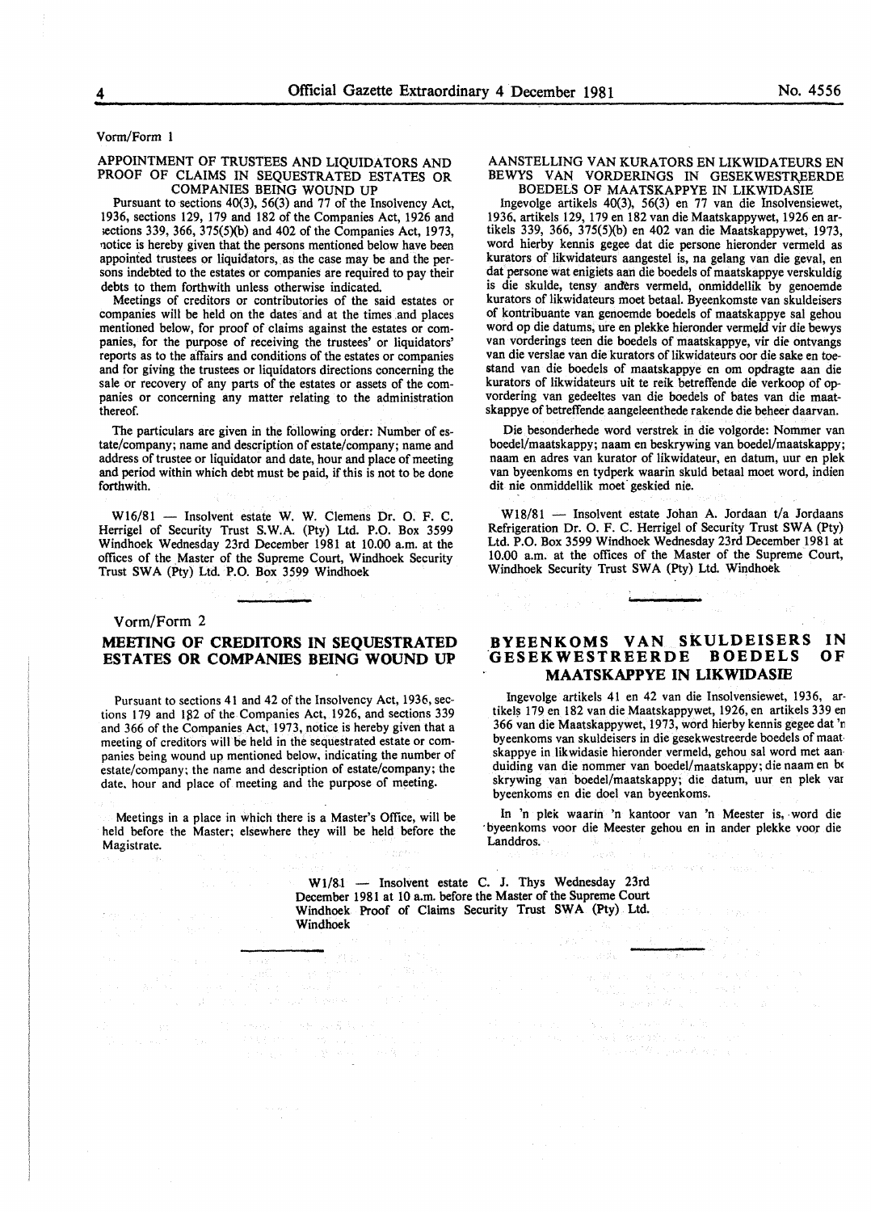Vorm/Form 1

### APPOINTMENT OF TRUSTEES AND LIQUIDATORS AND PROOF OF CLAIMS IN SEQUESTRATED ESTATES OR COMPANIES BEING WOUND UP

Pursuant to sections 40(3), 56(3) and 77 of the Insolvency Act, 1936, sections 129, 179 and 182 of the Companies Act, 1926 and sections 339, 366, 375(5)(b) and 402 of the Companies Act, 1973, notice is hereby given that the persons mentioned below have been appointed trustees or liquidators, as the case may be and the persons indebted to the estates or companies are required to pay their debts to them forthwith unless otherwise indicated.

Meetings of creditors or contributories of the said estates or companies will be held on the dates and at the times and places mentioned below, for proof of claims against the estates or companies, for the purpose of receiving the trustees' or liquidators' reports as to the affairs and conditions of the estates or companies and for giving the trustees or liquidators directions concerning the sale or recovery of any parts of the estates or assets of the companies or concerning any matter relating to the administration thereof.

The particulars are given in the following order: Number of estate/company; name and description of estate/company; name and address of trustee or liquidator and date, hour and place of meeting and period within which debt must be paid, if this is not to be done forthwith.

W16/81 — Insolvent estate W. W. Clemens Dr. O. F. C. Herrigel of Security Trust S.W.A. (Pty) Ltd. P.O. Box 3599 Windhoek Wednesday 23rd December 1981 at 10.00 a.m. at the offices of the Master of the Supreme Court, Windhoek Security Trust SWA (Pty) Ltd. P.O. Box 3599 Windhoek

### AANSTELLING VAN KURATORS EN LIKWIDATEURS EN BEWYS VAN VORDERINGS IN GESEKWESTREERDE BOEDELS OF MAATSKAPPYE IN LIKWIDASIE

Ingevolge artikels 40(3), 56(3) en 77 van die Insolvensiewet, 1936, artikels 129, 179 en 182 van die Maatskappywet, 1926 en artikels 339, 366, 375(5)(b) en 402 van die Maatskappywet, 1973, word hierby kennis gegee dat die persone hieronder vermeld as kurators of likwidateurs aangestel is, na gelang van die geval, en dat persone wat enigiets aan die boedels of maatskappye verskuldig is die skulde, tensy anders vermeld, onmiddellik by genoemde kurators of likwidateurs moet betaal. Byeenkomste van skuldeisers of kontribuante van genoemde boedels of maatskappye sal gehou word op die datums, ure en plekke hieronder vermeld vir die bewys van vorderings teen die boedels of maatskappye, vir die ontvangs van die verslae van die kurators of likwidateurs oor die sake en toestand van die boedels of maatskappye en om opdragte aan die kurators of likwidateurs uit te reik betreffende die verkoop of opvordering van gedeeltes van die boedels of bates van die maatskappye of betreffende aangeleenthede rakende die beheer daarvan.

Die besonderhede word verstrek in die volgorde: Nommer van boedel/maatskappy; naam en beskrywing van boedel/maatskappy; naam en adres van kurator of likwidateur, en datum, uur en plek van byeenkoms en tydperk waarin skuld betaal moet word, indien dit nie onmiddellik moet geskied nie.

W18/81 — Insolvent estate Johan A. Jordaan t/a Jordaans Refrigeration Dr. O. F. C. Herrigel of Security Trust SWA (Pty) Ltd. P.O. Box 3599 Windhoek Wednesday 23rd December 1981 at 10.00 a.m. at the offices of the Master of the Supreme Court, Windhoek Security Trust SWA (Pty) Ltd. Windhoek

Vorm/Form 2

## MEETING OF CREDITORS IN SEQUESTRATED ESTATES OR COMPANIES BEING WOUND UP

Pursuant to sections 41 and 42 of the Insolvency Act, 1936, sections 179 and 182 of the Companies Act, 1926, and sections 339 and 366 of the Companies Act, 1973, notice is hereby given that a meeting of creditors will be held in the sequestrated estate or companies being wound up mentioned below, indicating the number of estate/company; the name and description of estate/company; the date, hour and place of meeting and the purpose of meeting.

Meetings in a place in which there is a Master's Office, will be held before the Master; elsewhere they will be held before the Magistrate.

## BYEENKOMS VAN SKULDEISERS IN GESEKWESTREERDE BOEDELS OF MAATSKAPPYE IN LIKWIDASIE

Ingevolge artikels 41 en 42 van die Insolvensiewet, 1936, artikels 179 en 182 van die Maatskappywet, 1926, en artikels 339 en 366 van die Maatskappywet, 1973, word hierby kennis gegee dat 'n byeenkoms van skuldeisers in die gesekwestreerde boedels of maatskappye in likwidasie hieronder vermeld, gehou sal word met aanduiding van die nommer van boedel/maatskappy; die naam en beskrywing van boedel/maatskappy; die datum, uur en plek van byeenkoms en die doel van byeenkoms.

In 'n plek waarin 'n kantoor van 'n Meester is, word die byeenkoms voor die Meester gehou en in ander plekke voor die Landdros.

W1/81 — Insolvent estate C. J. Thys Wednesday 23rd December 1981 at 10 a.m. before the Master of the Supreme Court Windhoek Proof of Claims Security Trust SWA (Pty) Ltd. Windhoek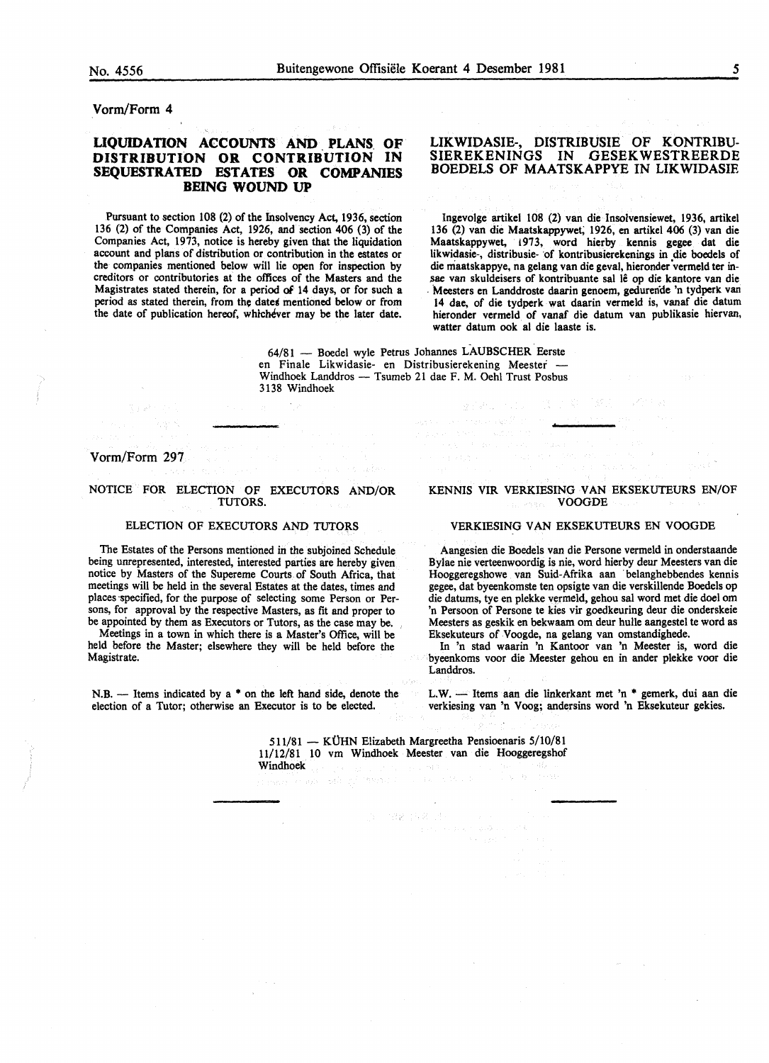Vorm/Form 4

## LIQUIDATION ACCOUNTS AND PLANS OF DISTRIBUTION OR CONTRIBUTION IN SEQUESTRATED ESTATES OR COMPANIES BEING WOUND UP

Pursuant to section 108 (2) of the Insolvency Act, 1936, section 136 (2) of the Companies Act, 1926, and section 406 (3) of the Companies Act, 1973, notice is hereby given that the liquidation account and plans of distribution or contribution in the estates or the companies mentioned below will lie open for inspection by creditors or contributories at the offices of the Masters and the Magistrates stated therein, for a period of 14 days, or for such a period as stated therein, from the dates mentioned below or from the date of publication hereof, whichever may be the later date.

## LIKWIDASIE-, DISTRIBUSIE OF KONTRIBUSIEREKENINGS IN GESEKWESTREERDE BOEDELS OF MAATSKAPPYE IN LIKWIDASIE

Ingevolge artikel 108 (2) van die Insolvensiewet, 1936, artikel 136 (2) van die Maatskappywet, 1926, en artikel 406 (3) van die Maatskappywet, 1973, word hierby kennis gegee dat die likwidasie-, distribusie- of kontribusierekenings in die boedels of die maatskappye, na gelang van die geval, hieronder vermeld ter insae van skuldeisers of kontribuante sal lê op die kantore van die Meesters en Landdroste daarin genoem, gedurende 'n tydperk van 14 dae, of die tydperk wat daarin vermeld is, vanaf die datum hieronder vermeld of vanaf die datum van publikasie hiervan, watter datum ook al die laaste is.

64/81 — Boedel wyle Petrus Johannes LAUBSCHER Eerste en Finale Likwidasie- en Distribusierekening Meester — Windhoek Landdros — Tsumeb 21 dae F. M. Oehl Trust Posbus 3138 Windhoek

---

Vorm/Form 297

## NOTICE FOR ELECTION OF EXECUTORS AND/OR TUTORS.

### ELECTION OF EXECUTORS AND TUTORS

The Estates of the Persons mentioned in the subjoined Schedule being unrepresented, interested, interested parties are hereby given notice by Masters of the Supereme Courts of South Africa, that meetings will be held in the several Estates at the dates, times and places specified, for the purpose of selecting some Person or Persons, for approval by the respective Masters, as fit and proper to be appointed by them as Executors or Tutors, as the case may be.

Meetings in a town in which there is a Master's Office, will be held before the Master; elsewhere they will be held before the Magistrate.

N.B. — Items indicated by a * on the left hand side, denote the election of a Tutor; otherwise an Executor is to be elected.

## KENNIS VIR VERKIESING VAN EKSEKUTEURS EN/OF VOOGDE

### VERKIESING VAN EKSEKUTEURS EN VOOGDE

Aangesien die Boedels van die Persone vermeld in onderstaande Bylae nie verteenwoordig is nie, word hierby deur Meesters van die Hooggeregshowe van Suid-Afrika aan belanghebbendes kennis gegee, dat byeenkomste ten opsigte van die verskillende Boedels op die datums, tye en plekke vermeld, gehou sal word met die doel om 'n Persoon of Persone te kies vir goedkeuring deur die onderskeie Meesters as geskik en bekwaam om deur hulle aangestel te word as Eksekuteurs of Voogde, na gelang van omstandighede.

In 'n stad waarin 'n Kantoor van 'n Meester is, word die byeenkoms voor die Meester gehou en in ander plekke voor die Landdros.

L.W. — Items aan die linkerkant met 'n * gemerk, dui aan die verkiesing van 'n Voog; andersins word 'n Eksekuteur gekies.

511/81 — KÜHN Elizabeth Margreetha Pensioenaris 5/10/81 11/12/81 10 vm Windhoek Meester van die Hooggeregshof Windhoek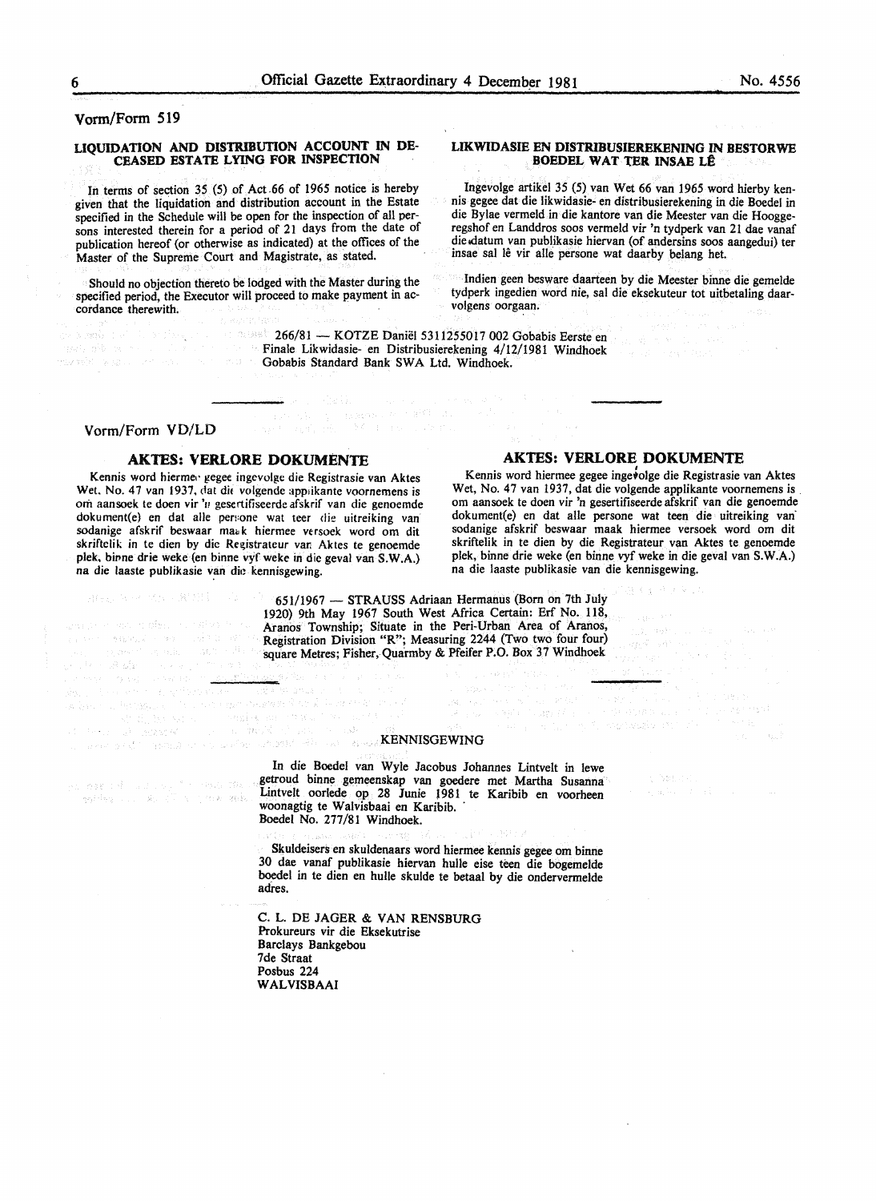Vorm/Form 519

**LIQUIDATION AND DISTRIBUTION ACCOUNT IN DECEASED ESTATE LYING FOR INSPECTION**

In terms of section 35 (5) of Act 66 of 1965 notice is hereby given that the liquidation and distribution account in the Estate specified in the Schedule will be open for the inspection of all persons interested therein for a period of 21 days from the date of publication hereof (or otherwise as indicated) at the offices of the Master of the Supreme Court and Magistrate, as stated.

Should no objection thereto be lodged with the Master during the specified period, the Executor will proceed to make payment in accordance therewith.

**LIKWIDASIE EN DISTRIBUSIEREKENING IN BESTORWE BOEDEL WAT TER INSAE LÊ**

Ingevolge artikel 35 (5) van Wet 66 van 1965 word hierby kennis gegee dat die likwidasie- en distribusierekening in die Boedel in die Bylae vermeld in die kantore van die Meester van die Hooggeregshof en Landdros soos vermeld vir 'n tydperk van 21 dae vanaf die datum van publikasie hiervan (of andersins soos aangedui) ter insae sal lê vir alle persone wat daarby belang het.

Indien geen besware daarteen by die Meester binne die gemelde tydperk ingedien word nie, sal die eksekuteur tot uitbetaling daarvolgens oorgaan.

266/81 — KOTZE Daniël 5311255017 002 Gobabis Eerste en Finale Likwidasie- en Distribusierekening 4/12/1981 Windhoek Gobabis Standard Bank SWA Ltd. Windhoek.

---

Vorm/Form VD/LD

## AKTES: VERLORE DOKUMENTE

Kennis word hiermee gegee ingevolge die Registrasie van Aktes Wet, No. 47 van 1937, dat die volgende applikante voornemens is om aansoek te doen vir 'n gesertifiseerde afskrif van die genoemde dokument(e) en dat alle persone wat teen die uitreiking van sodanige afskrif beswaar maak hiermee versoek word om dit skriftelik in te dien by die Registrateur van Aktes te genoemde plek, binne drie weke (en binne vyf weke in die geval van S.W.A.) na die laaste publikasie van die kennisgewing.

## AKTES: VERLORE DOKUMENTE

Kennis word hiermee gegee ingevolge die Registrasie van Aktes Wet, No. 47 van 1937, dat die volgende applikante voornemens is om aansoek te doen vir 'n gesertifiseerde afskrif van die genoemde dokument(e) en dat alle persone wat teen die uitreiking van sodanige afskrif beswaar maak hiermee versoek word om dit skriftelik in te dien by die Registrateur van Aktes te genoemde plek, binne drie weke (en binne vyf weke in die geval van S.W.A.) na die laaste publikasie van die kennisgewing.

651/1967 — STRAUSS Adriaan Hermanus (Born on 7th July 1920) 9th May 1967 South West Africa Certain: Erf No. 118, Aranos Township; Situate in the Peri-Urban Area of Aranos, Registration Division "R"; Measuring 2244 (Two two four four) square Metres; Fisher, Quarmby & Pfeifer P.O. Box 37 Windhoek

---

KENNISGEWING

In die Boedel van Wyle Jacobus Johannes Lintvelt in lewe getroud binne gemeenskap van goedere met Martha Susanna Lintvelt oorlede op 28 Junie 1981 te Karibib en voorheen woonagtig te Walvisbaai en Karibib.
Boedel No. 277/81 Windhoek.

Skuldeisers en skuldenaars word hiermee kennis gegee om binne 30 dae vanaf publikasie hiervan hulle eise teen die bogemelde boedel in te dien en hulle skulde te betaal by die ondervermelde adres.

C. L. DE JAGER & VAN RENSBURG
Prokureurs vir die Eksekutrise
Barclays Bankgebou
7de Straat
Posbus 224
WALVISBAAI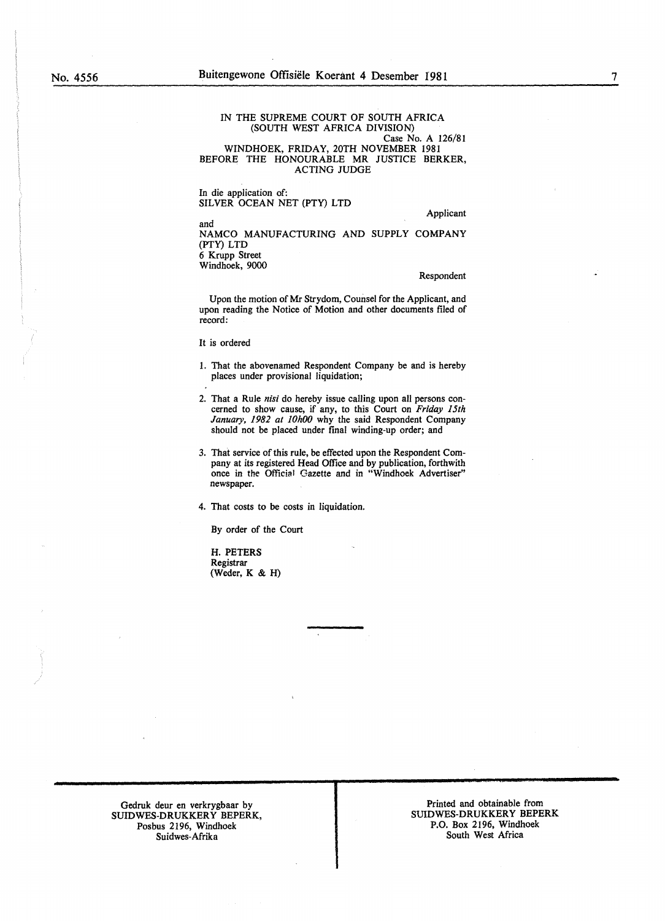IN THE SUPREME COURT OF SOUTH AFRICA
(SOUTH WEST AFRICA DIVISION)

Case No. A 126/81

WINDHOEK, FRIDAY, 20TH NOVEMBER 1981
BEFORE THE HONOURABLE MR JUSTICE BERKER, ACTING JUDGE

In die application of:
SILVER OCEAN NET (PTY) LTD

Applicant

and

NAMCO MANUFACTURING AND SUPPLY COMPANY (PTY) LTD
6 Krupp Street
Windhoek, 9000

Respondent

Upon the motion of Mr Strydom, Counsel for the Applicant, and upon reading the Notice of Motion and other documents filed of record:

It is ordered

1. That the abovenamed Respondent Company be and is hereby places under provisional liquidation;

2. That a Rule *nisi* do hereby issue calling upon all persons concerned to show cause, if any, to this Court on *Friday 15th January, 1982 at 10h00* why the said Respondent Company should not be placed under final winding-up order; and

3. That service of this rule, be effected upon the Respondent Company at its registered Head Office and by publication, forthwith once in the Official Gazette and in "Windhoek Advertiser" newspaper.

4. That costs to be costs in liquidation.

By order of the Court

H. PETERS
Registrar
(Weder, K & H)

---

Gedruk deur en verkrygbaar by
SUIDWES-DRUKKERY BEPERK,
Posbus 2196, Windhoek
Suidwes-Afrika

Printed and obtainable from
SUIDWES-DRUKKERY BEPERK
P.O. Box 2196, Windhoek
South West Africa